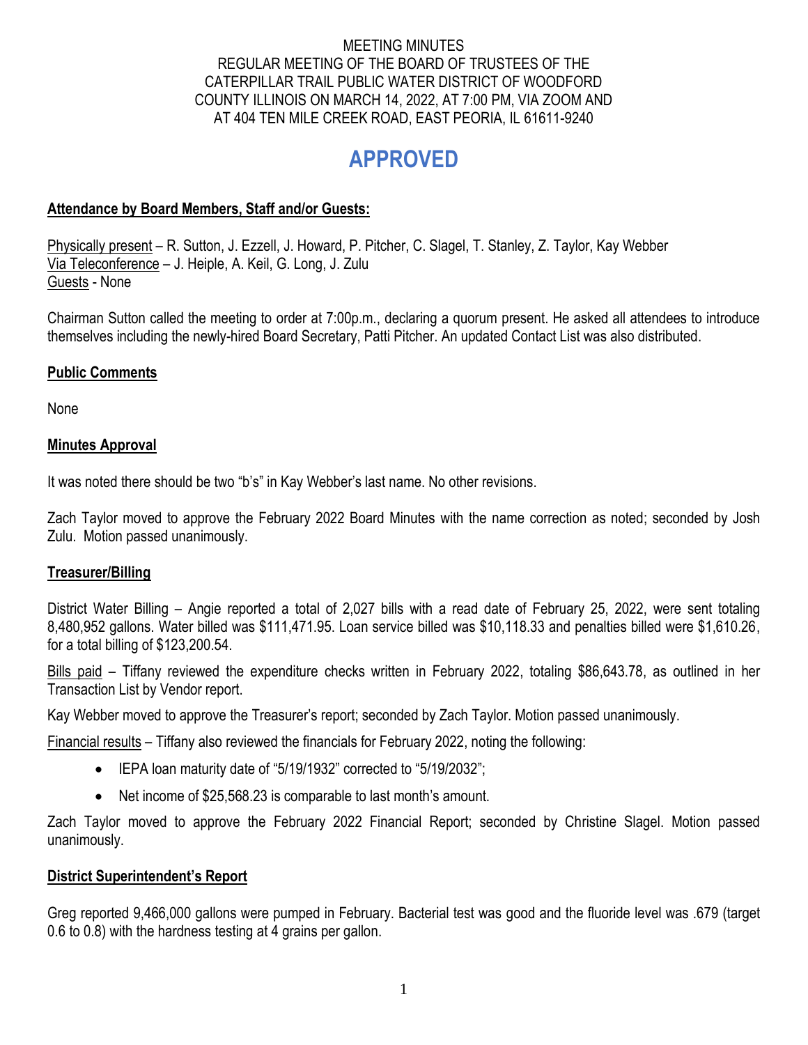MEETING MINUTES
REGULAR MEETING OF THE BOARD OF TRUSTEES OF THE
CATERPILLAR TRAIL PUBLIC WATER DISTRICT OF WOODFORD
COUNTY ILLINOIS ON MARCH 14, 2022, AT 7:00 PM, VIA ZOOM AND
AT 404 TEN MILE CREEK ROAD, EAST PEORIA, IL 61611-9240

# APPROVED

## Attendance by Board Members, Staff and/or Guests:

Physically present – R. Sutton, J. Ezzell, J. Howard, P. Pitcher, C. Slagel, T. Stanley, Z. Taylor, Kay Webber
Via Teleconference – J. Heiple, A. Keil, G. Long, J. Zulu
Guests - None

Chairman Sutton called the meeting to order at 7:00p.m., declaring a quorum present. He asked all attendees to introduce themselves including the newly-hired Board Secretary, Patti Pitcher. An updated Contact List was also distributed.

## Public Comments

None

## Minutes Approval

It was noted there should be two "b's" in Kay Webber's last name. No other revisions.

Zach Taylor moved to approve the February 2022 Board Minutes with the name correction as noted; seconded by Josh Zulu. Motion passed unanimously.

## Treasurer/Billing

District Water Billing – Angie reported a total of 2,027 bills with a read date of February 25, 2022, were sent totaling 8,480,952 gallons. Water billed was $111,471.95. Loan service billed was $10,118.33 and penalties billed were $1,610.26, for a total billing of $123,200.54.

Bills paid – Tiffany reviewed the expenditure checks written in February 2022, totaling $86,643.78, as outlined in her Transaction List by Vendor report.

Kay Webber moved to approve the Treasurer's report; seconded by Zach Taylor. Motion passed unanimously.

Financial results – Tiffany also reviewed the financials for February 2022, noting the following:

- IEPA loan maturity date of "5/19/1932" corrected to "5/19/2032";
- Net income of $25,568.23 is comparable to last month's amount.

Zach Taylor moved to approve the February 2022 Financial Report; seconded by Christine Slagel. Motion passed unanimously.

## District Superintendent's Report

Greg reported 9,466,000 gallons were pumped in February. Bacterial test was good and the fluoride level was .679 (target 0.6 to 0.8) with the hardness testing at 4 grains per gallon.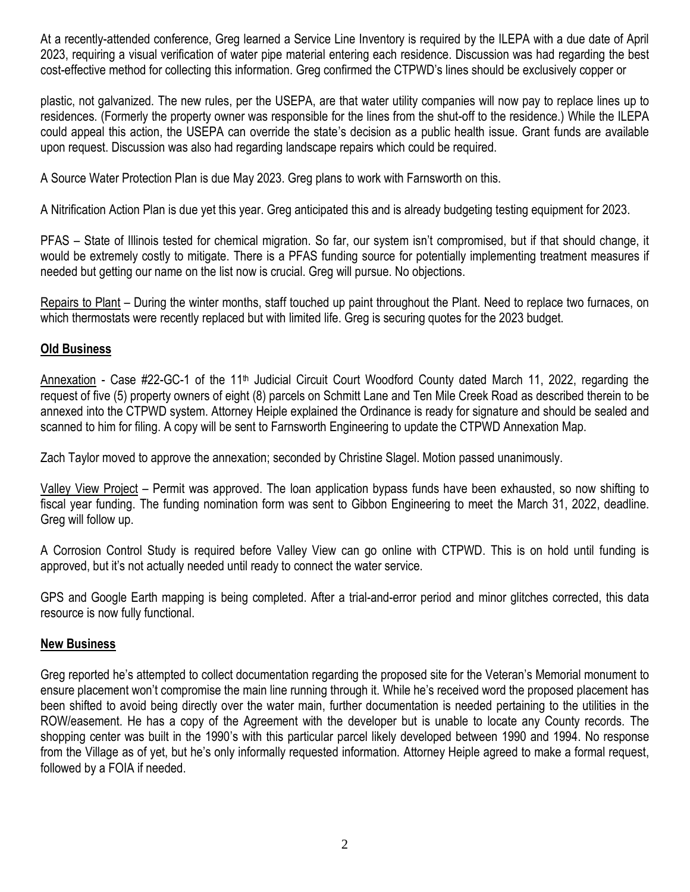At a recently-attended conference, Greg learned a Service Line Inventory is required by the ILEPA with a due date of April 2023, requiring a visual verification of water pipe material entering each residence. Discussion was had regarding the best cost-effective method for collecting this information. Greg confirmed the CTPWD's lines should be exclusively copper or plastic, not galvanized. The new rules, per the USEPA, are that water utility companies will now pay to replace lines up to residences. (Formerly the property owner was responsible for the lines from the shut-off to the residence.) While the ILEPA could appeal this action, the USEPA can override the state's decision as a public health issue. Grant funds are available upon request. Discussion was also had regarding landscape repairs which could be required.

A Source Water Protection Plan is due May 2023. Greg plans to work with Farnsworth on this.

A Nitrification Action Plan is due yet this year. Greg anticipated this and is already budgeting testing equipment for 2023.

PFAS – State of Illinois tested for chemical migration. So far, our system isn't compromised, but if that should change, it would be extremely costly to mitigate. There is a PFAS funding source for potentially implementing treatment measures if needed but getting our name on the list now is crucial. Greg will pursue. No objections.

Repairs to Plant – During the winter months, staff touched up paint throughout the Plant. Need to replace two furnaces, on which thermostats were recently replaced but with limited life. Greg is securing quotes for the 2023 budget.

## Old Business

Annexation - Case #22-GC-1 of the 11th Judicial Circuit Court Woodford County dated March 11, 2022, regarding the request of five (5) property owners of eight (8) parcels on Schmitt Lane and Ten Mile Creek Road as described therein to be annexed into the CTPWD system. Attorney Heiple explained the Ordinance is ready for signature and should be sealed and scanned to him for filing. A copy will be sent to Farnsworth Engineering to update the CTPWD Annexation Map.

Zach Taylor moved to approve the annexation; seconded by Christine Slagel. Motion passed unanimously.

Valley View Project – Permit was approved. The loan application bypass funds have been exhausted, so now shifting to fiscal year funding. The funding nomination form was sent to Gibbon Engineering to meet the March 31, 2022, deadline. Greg will follow up.

A Corrosion Control Study is required before Valley View can go online with CTPWD. This is on hold until funding is approved, but it's not actually needed until ready to connect the water service.

GPS and Google Earth mapping is being completed. After a trial-and-error period and minor glitches corrected, this data resource is now fully functional.

## New Business

Greg reported he's attempted to collect documentation regarding the proposed site for the Veteran's Memorial monument to ensure placement won't compromise the main line running through it. While he's received word the proposed placement has been shifted to avoid being directly over the water main, further documentation is needed pertaining to the utilities in the ROW/easement. He has a copy of the Agreement with the developer but is unable to locate any County records. The shopping center was built in the 1990's with this particular parcel likely developed between 1990 and 1994. No response from the Village as of yet, but he's only informally requested information. Attorney Heiple agreed to make a formal request, followed by a FOIA if needed.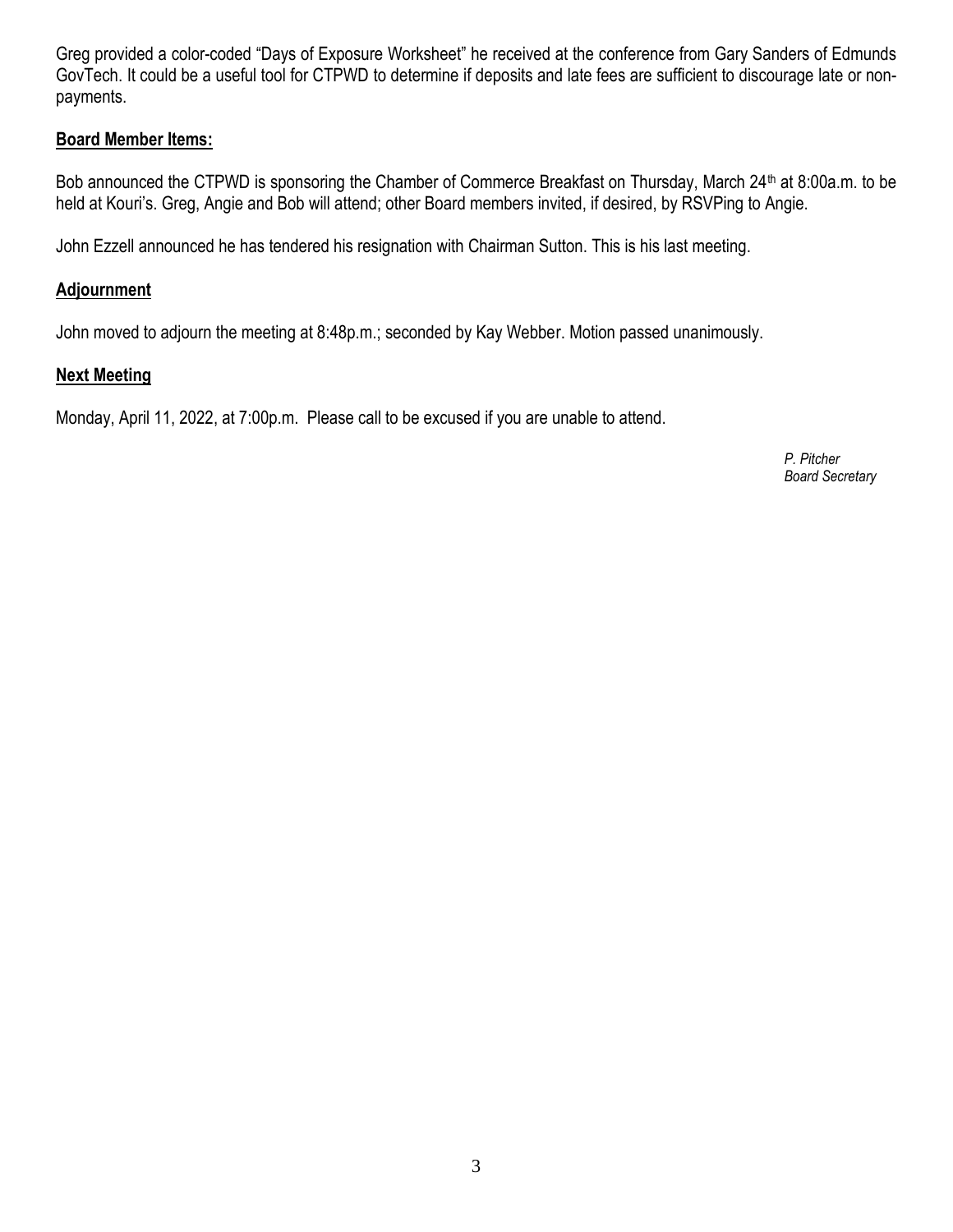Greg provided a color-coded "Days of Exposure Worksheet" he received at the conference from Gary Sanders of Edmunds GovTech. It could be a useful tool for CTPWD to determine if deposits and late fees are sufficient to discourage late or non-payments.

## Board Member Items:

Bob announced the CTPWD is sponsoring the Chamber of Commerce Breakfast on Thursday, March 24th at 8:00a.m. to be held at Kouri's. Greg, Angie and Bob will attend; other Board members invited, if desired, by RSVPing to Angie.

John Ezzell announced he has tendered his resignation with Chairman Sutton. This is his last meeting.

## Adjournment

John moved to adjourn the meeting at 8:48p.m.; seconded by Kay Webber. Motion passed unanimously.

## Next Meeting

Monday, April 11, 2022, at 7:00p.m. Please call to be excused if you are unable to attend.

*P. Pitcher*
*Board Secretary*